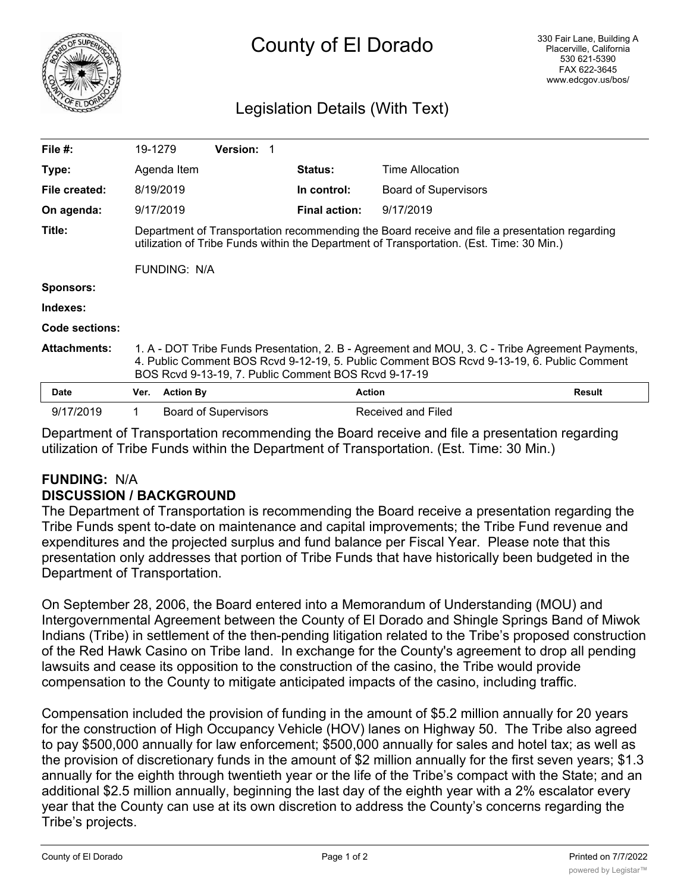# County of El Dorado

330 Fair Lane, Building A
Placerville, California
530 621-5390
FAX 622-3645
www.edcgov.us/bos/

## Legislation Details (With Text)

| | | | |
|---|---|---|---|
| **File #:** | 19-1279 **Version:** 1 | | |
| **Type:** | Agenda Item | **Status:** | Time Allocation |
| **File created:** | 8/19/2019 | **In control:** | Board of Supervisors |
| **On agenda:** | 9/17/2019 | **Final action:** | 9/17/2019 |
| **Title:** | Department of Transportation recommending the Board receive and file a presentation regarding utilization of Tribe Funds within the Department of Transportation. (Est. Time: 30 Min.)<br><br>FUNDING: N/A | | |
| **Sponsors:** | | | |
| **Indexes:** | | | |
| **Code sections:** | | | |
| **Attachments:** | 1. A - DOT Tribe Funds Presentation, 2. B - Agreement and MOU, 3. C - Tribe Agreement Payments, 4. Public Comment BOS Rcvd 9-12-19, 5. Public Comment BOS Rcvd 9-13-19, 6. Public Comment BOS Rcvd 9-13-19, 7. Public Comment BOS Rcvd 9-17-19 | | |

| Date | Ver. | Action By | Action | Result |
|---|---|---|---|---|
| 9/17/2019 | 1 | Board of Supervisors | Received and Filed | |

Department of Transportation recommending the Board receive and file a presentation regarding utilization of Tribe Funds within the Department of Transportation. (Est. Time: 30 Min.)

**FUNDING:** N/A

**DISCUSSION / BACKGROUND**

The Department of Transportation is recommending the Board receive a presentation regarding the Tribe Funds spent to-date on maintenance and capital improvements; the Tribe Fund revenue and expenditures and the projected surplus and fund balance per Fiscal Year. Please note that this presentation only addresses that portion of Tribe Funds that have historically been budgeted in the Department of Transportation.

On September 28, 2006, the Board entered into a Memorandum of Understanding (MOU) and Intergovernmental Agreement between the County of El Dorado and Shingle Springs Band of Miwok Indians (Tribe) in settlement of the then-pending litigation related to the Tribe's proposed construction of the Red Hawk Casino on Tribe land. In exchange for the County's agreement to drop all pending lawsuits and cease its opposition to the construction of the casino, the Tribe would provide compensation to the County to mitigate anticipated impacts of the casino, including traffic.

Compensation included the provision of funding in the amount of $5.2 million annually for 20 years for the construction of High Occupancy Vehicle (HOV) lanes on Highway 50. The Tribe also agreed to pay $500,000 annually for law enforcement; $500,000 annually for sales and hotel tax; as well as the provision of discretionary funds in the amount of $2 million annually for the first seven years; $1.3 annually for the eighth through twentieth year or the life of the Tribe's compact with the State; and an additional $2.5 million annually, beginning the last day of the eighth year with a 2% escalator every year that the County can use at its own discretion to address the County's concerns regarding the Tribe's projects.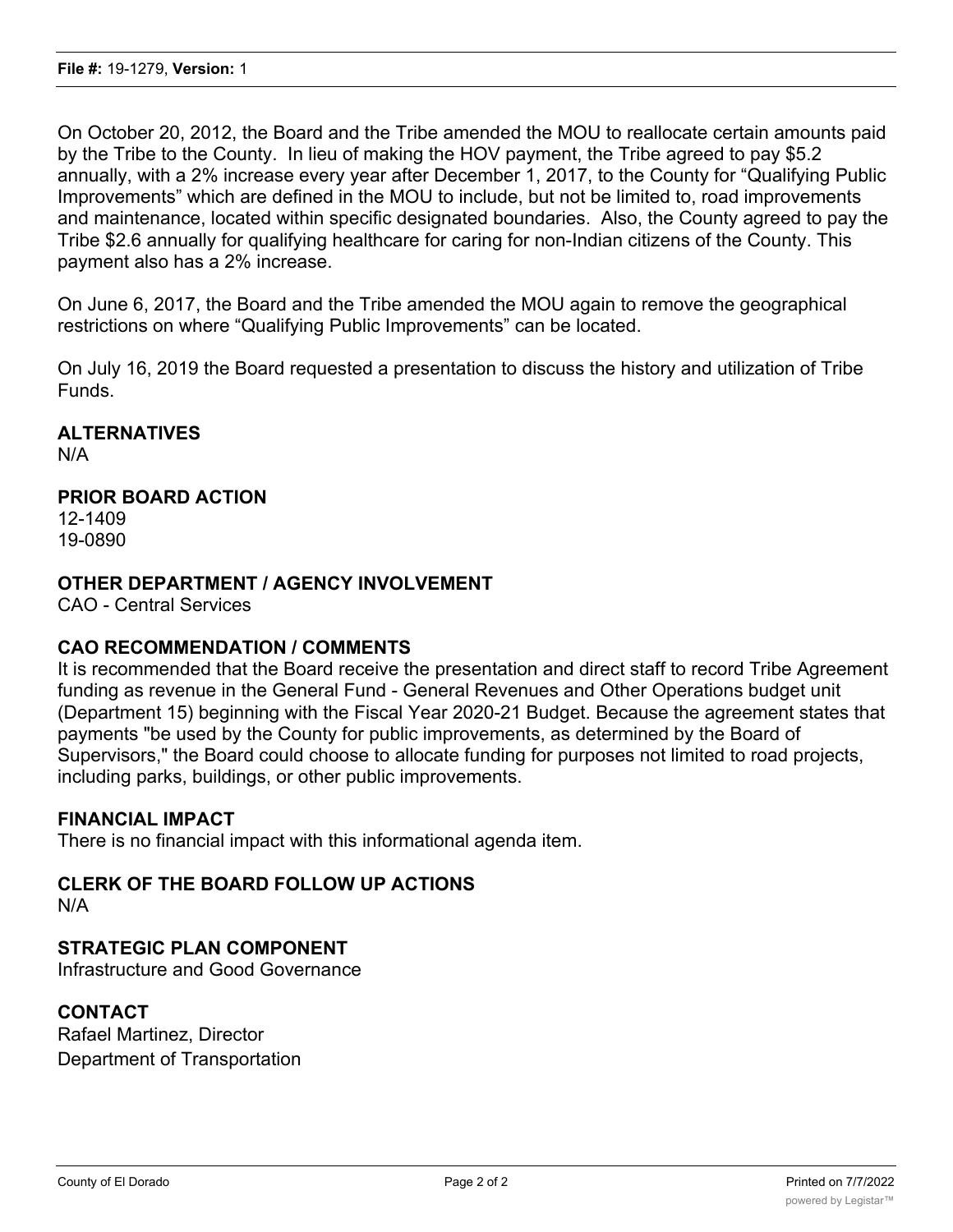On October 20, 2012, the Board and the Tribe amended the MOU to reallocate certain amounts paid by the Tribe to the County. In lieu of making the HOV payment, the Tribe agreed to pay $5.2 annually, with a 2% increase every year after December 1, 2017, to the County for "Qualifying Public Improvements" which are defined in the MOU to include, but not be limited to, road improvements and maintenance, located within specific designated boundaries. Also, the County agreed to pay the Tribe $2.6 annually for qualifying healthcare for caring for non-Indian citizens of the County. This payment also has a 2% increase.

On June 6, 2017, the Board and the Tribe amended the MOU again to remove the geographical restrictions on where "Qualifying Public Improvements" can be located.

On July 16, 2019 the Board requested a presentation to discuss the history and utilization of Tribe Funds.

## ALTERNATIVES

N/A

## PRIOR BOARD ACTION

12-1409
19-0890

## OTHER DEPARTMENT / AGENCY INVOLVEMENT

CAO - Central Services

## CAO RECOMMENDATION / COMMENTS

It is recommended that the Board receive the presentation and direct staff to record Tribe Agreement funding as revenue in the General Fund - General Revenues and Other Operations budget unit (Department 15) beginning with the Fiscal Year 2020-21 Budget. Because the agreement states that payments "be used by the County for public improvements, as determined by the Board of Supervisors," the Board could choose to allocate funding for purposes not limited to road projects, including parks, buildings, or other public improvements.

## FINANCIAL IMPACT

There is no financial impact with this informational agenda item.

## CLERK OF THE BOARD FOLLOW UP ACTIONS

N/A

## STRATEGIC PLAN COMPONENT

Infrastructure and Good Governance

## CONTACT

Rafael Martinez, Director
Department of Transportation